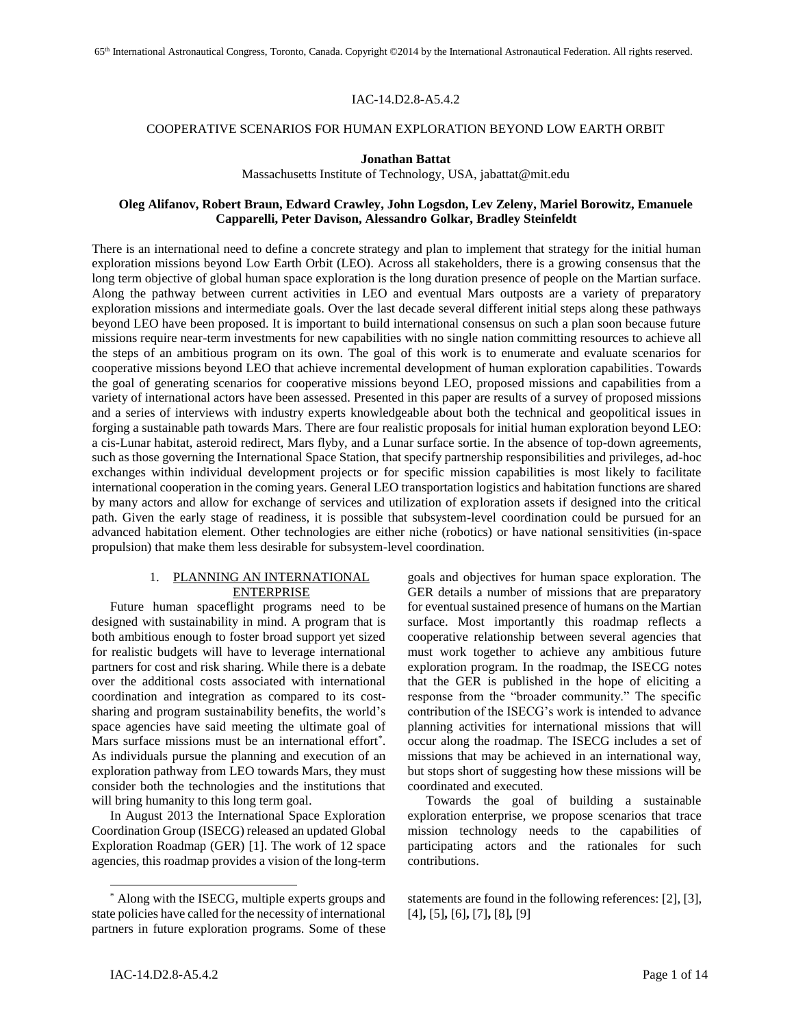IAC-14.D2.8-A5.4.2

# COOPERATIVE SCENARIOS FOR HUMAN EXPLORATION BEYOND LOW EARTH ORBIT

**Jonathan Battat**
Massachusetts Institute of Technology, USA, jabattat@mit.edu

**Oleg Alifanov, Robert Braun, Edward Crawley, John Logsdon, Lev Zeleny, Mariel Borowitz, Emanuele Capparelli, Peter Davison, Alessandro Golkar, Bradley Steinfeldt**

There is an international need to define a concrete strategy and plan to implement that strategy for the initial human exploration missions beyond Low Earth Orbit (LEO). Across all stakeholders, there is a growing consensus that the long term objective of global human space exploration is the long duration presence of people on the Martian surface. Along the pathway between current activities in LEO and eventual Mars outposts are a variety of preparatory exploration missions and intermediate goals. Over the last decade several different initial steps along these pathways beyond LEO have been proposed. It is important to build international consensus on such a plan soon because future missions require near-term investments for new capabilities with no single nation committing resources to achieve all the steps of an ambitious program on its own. The goal of this work is to enumerate and evaluate scenarios for cooperative missions beyond LEO that achieve incremental development of human exploration capabilities. Towards the goal of generating scenarios for cooperative missions beyond LEO, proposed missions and capabilities from a variety of international actors have been assessed. Presented in this paper are results of a survey of proposed missions and a series of interviews with industry experts knowledgeable about both the technical and geopolitical issues in forging a sustainable path towards Mars. There are four realistic proposals for initial human exploration beyond LEO: a cis-Lunar habitat, asteroid redirect, Mars flyby, and a Lunar surface sortie. In the absence of top-down agreements, such as those governing the International Space Station, that specify partnership responsibilities and privileges, ad-hoc exchanges within individual development projects or for specific mission capabilities is most likely to facilitate international cooperation in the coming years. General LEO transportation logistics and habitation functions are shared by many actors and allow for exchange of services and utilization of exploration assets if designed into the critical path. Given the early stage of readiness, it is possible that subsystem-level coordination could be pursued for an advanced habitation element. Other technologies are either niche (robotics) or have national sensitivities (in-space propulsion) that make them less desirable for subsystem-level coordination.

## 1. PLANNING AN INTERNATIONAL ENTERPRISE

Future human spaceflight programs need to be designed with sustainability in mind. A program that is both ambitious enough to foster broad support yet sized for realistic budgets will have to leverage international partners for cost and risk sharing. While there is a debate over the additional costs associated with international coordination and integration as compared to its cost-sharing and program sustainability benefits, the world's space agencies have said meeting the ultimate goal of Mars surface missions must be an international effort*. As individuals pursue the planning and execution of an exploration pathway from LEO towards Mars, they must consider both the technologies and the institutions that will bring humanity to this long term goal.

In August 2013 the International Space Exploration Coordination Group (ISECG) released an updated Global Exploration Roadmap (GER) [1]. The work of 12 space agencies, this roadmap provides a vision of the long-term goals and objectives for human space exploration. The GER details a number of missions that are preparatory for eventual sustained presence of humans on the Martian surface. Most importantly this roadmap reflects a cooperative relationship between several agencies that must work together to achieve any ambitious future exploration program. In the roadmap, the ISECG notes that the GER is published in the hope of eliciting a response from the "broader community." The specific contribution of the ISECG's work is intended to advance planning activities for international missions that will occur along the roadmap. The ISECG includes a set of missions that may be achieved in an international way, but stops short of suggesting how these missions will be coordinated and executed.

Towards the goal of building a sustainable exploration enterprise, we propose scenarios that trace mission technology needs to the capabilities of participating actors and the rationales for such contributions.

* Along with the ISECG, multiple experts groups and state policies have called for the necessity of international partners in future exploration programs. Some of these statements are found in the following references: [2], [3], [4], [5], [6], [7], [8], [9]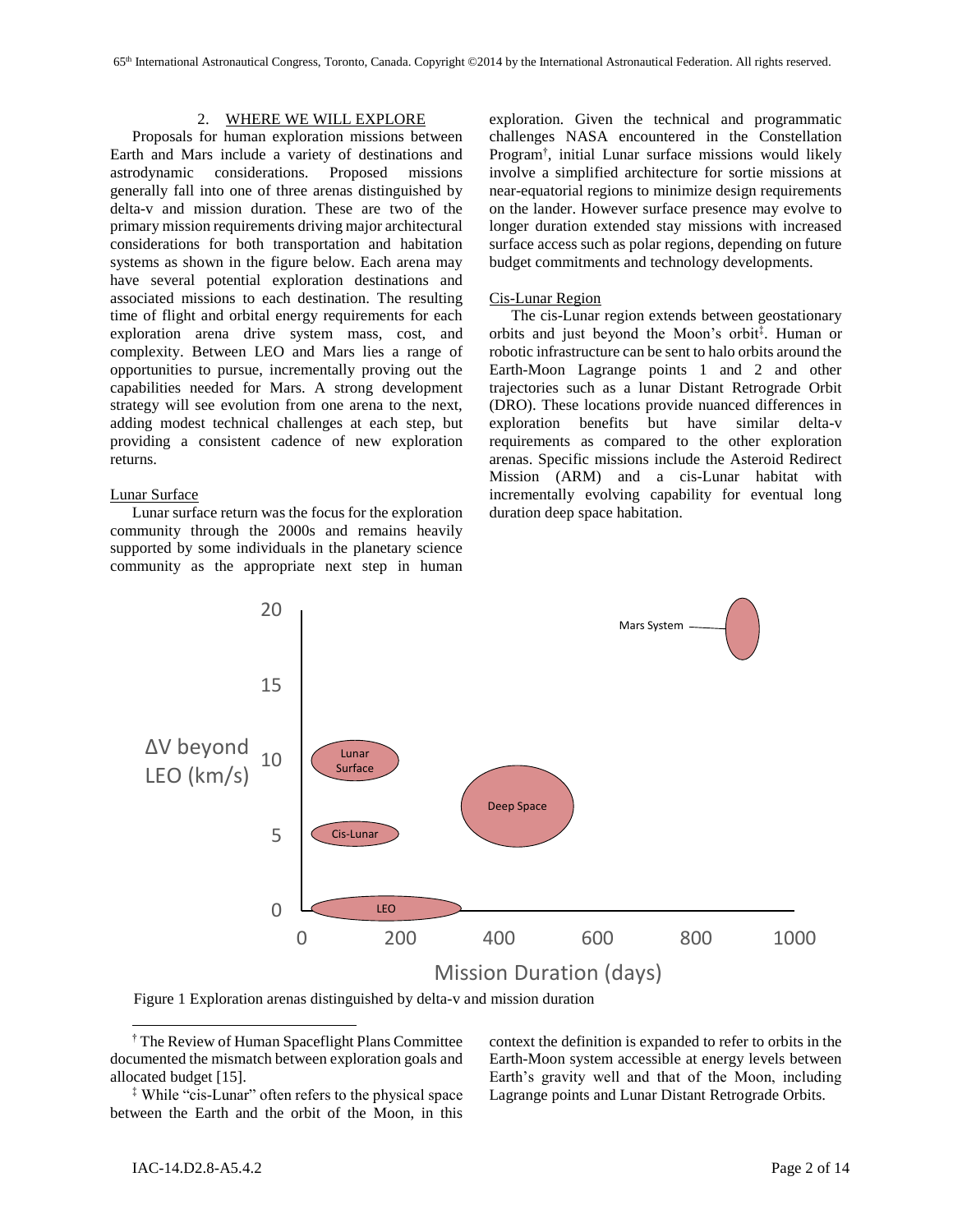## 2. WHERE WE WILL EXPLORE

Proposals for human exploration missions between Earth and Mars include a variety of destinations and astrodynamic considerations. Proposed missions generally fall into one of three arenas distinguished by delta-v and mission duration. These are two of the primary mission requirements driving major architectural considerations for both transportation and habitation systems as shown in the figure below. Each arena may have several potential exploration destinations and associated missions to each destination. The resulting time of flight and orbital energy requirements for each exploration arena drive system mass, cost, and complexity. Between LEO and Mars lies a range of opportunities to pursue, incrementally proving out the capabilities needed for Mars. A strong development strategy will see evolution from one arena to the next, adding modest technical challenges at each step, but providing a consistent cadence of new exploration returns.

### Lunar Surface

Lunar surface return was the focus for the exploration community through the 2000s and remains heavily supported by some individuals in the planetary science community as the appropriate next step in human exploration. Given the technical and programmatic challenges NASA encountered in the Constellation Program[†], initial Lunar surface missions would likely involve a simplified architecture for sortie missions at near-equatorial regions to minimize design requirements on the lander. However surface presence may evolve to longer duration extended stay missions with increased surface access such as polar regions, depending on future budget commitments and technology developments.

### Cis-Lunar Region

The cis-Lunar region extends between geostationary orbits and just beyond the Moon's orbit[‡]. Human or robotic infrastructure can be sent to halo orbits around the Earth-Moon Lagrange points 1 and 2 and other trajectories such as a lunar Distant Retrograde Orbit (DRO). These locations provide nuanced differences in exploration benefits but have similar delta-v requirements as compared to the other exploration arenas. Specific missions include the Asteroid Redirect Mission (ARM) and a cis-Lunar habitat with incrementally evolving capability for eventual long duration deep space habitation.

Figure 1 Exploration arenas distinguished by delta-v and mission duration

[†] The Review of Human Spaceflight Plans Committee documented the mismatch between exploration goals and allocated budget [15].

[‡] While "cis-Lunar" often refers to the physical space between the Earth and the orbit of the Moon, in this context the definition is expanded to refer to orbits in the Earth-Moon system accessible at energy levels between Earth's gravity well and that of the Moon, including Lagrange points and Lunar Distant Retrograde Orbits.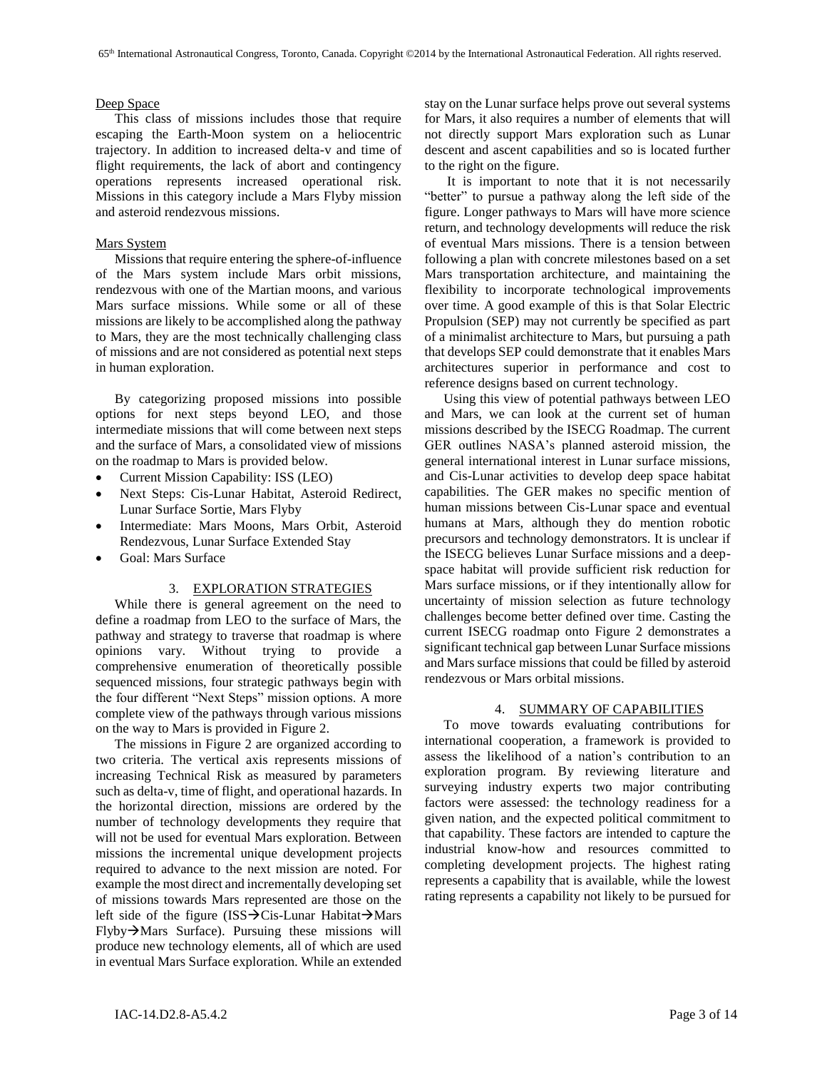Deep Space

This class of missions includes those that require escaping the Earth-Moon system on a heliocentric trajectory. In addition to increased delta-v and time of flight requirements, the lack of abort and contingency operations represents increased operational risk. Missions in this category include a Mars Flyby mission and asteroid rendezvous missions.

Mars System

Missions that require entering the sphere-of-influence of the Mars system include Mars orbit missions, rendezvous with one of the Martian moons, and various Mars surface missions. While some or all of these missions are likely to be accomplished along the pathway to Mars, they are the most technically challenging class of missions and are not considered as potential next steps in human exploration.

By categorizing proposed missions into possible options for next steps beyond LEO, and those intermediate missions that will come between next steps and the surface of Mars, a consolidated view of missions on the roadmap to Mars is provided below.

- Current Mission Capability: ISS (LEO)
- Next Steps: Cis-Lunar Habitat, Asteroid Redirect, Lunar Surface Sortie, Mars Flyby
- Intermediate: Mars Moons, Mars Orbit, Asteroid Rendezvous, Lunar Surface Extended Stay
- Goal: Mars Surface

## 3. EXPLORATION STRATEGIES

While there is general agreement on the need to define a roadmap from LEO to the surface of Mars, the pathway and strategy to traverse that roadmap is where opinions vary. Without trying to provide a comprehensive enumeration of theoretically possible sequenced missions, four strategic pathways begin with the four different "Next Steps" mission options. A more complete view of the pathways through various missions on the way to Mars is provided in Figure 2.

The missions in Figure 2 are organized according to two criteria. The vertical axis represents missions of increasing Technical Risk as measured by parameters such as delta-v, time of flight, and operational hazards. In the horizontal direction, missions are ordered by the number of technology developments they require that will not be used for eventual Mars exploration. Between missions the incremental unique development projects required to advance to the next mission are noted. For example the most direct and incrementally developing set of missions towards Mars represented are those on the left side of the figure (ISS→Cis-Lunar Habitat→Mars Flyby→Mars Surface). Pursuing these missions will produce new technology elements, all of which are used in eventual Mars Surface exploration. While an extended stay on the Lunar surface helps prove out several systems for Mars, it also requires a number of elements that will not directly support Mars exploration such as Lunar descent and ascent capabilities and so is located further to the right on the figure.

It is important to note that it is not necessarily "better" to pursue a pathway along the left side of the figure. Longer pathways to Mars will have more science return, and technology developments will reduce the risk of eventual Mars missions. There is a tension between following a plan with concrete milestones based on a set Mars transportation architecture, and maintaining the flexibility to incorporate technological improvements over time. A good example of this is that Solar Electric Propulsion (SEP) may not currently be specified as part of a minimalist architecture to Mars, but pursuing a path that develops SEP could demonstrate that it enables Mars architectures superior in performance and cost to reference designs based on current technology.

Using this view of potential pathways between LEO and Mars, we can look at the current set of human missions described by the ISECG Roadmap. The current GER outlines NASA's planned asteroid mission, the general international interest in Lunar surface missions, and Cis-Lunar activities to develop deep space habitat capabilities. The GER makes no specific mention of human missions between Cis-Lunar space and eventual humans at Mars, although they do mention robotic precursors and technology demonstrators. It is unclear if the ISECG believes Lunar Surface missions and a deep-space habitat will provide sufficient risk reduction for Mars surface missions, or if they intentionally allow for uncertainty of mission selection as future technology challenges become better defined over time. Casting the current ISECG roadmap onto Figure 2 demonstrates a significant technical gap between Lunar Surface missions and Mars surface missions that could be filled by asteroid rendezvous or Mars orbital missions.

## 4. SUMMARY OF CAPABILITIES

To move towards evaluating contributions for international cooperation, a framework is provided to assess the likelihood of a nation's contribution to an exploration program. By reviewing literature and surveying industry experts two major contributing factors were assessed: the technology readiness for a given nation, and the expected political commitment to that capability. These factors are intended to capture the industrial know-how and resources committed to completing development projects. The highest rating represents a capability that is available, while the lowest rating represents a capability not likely to be pursued for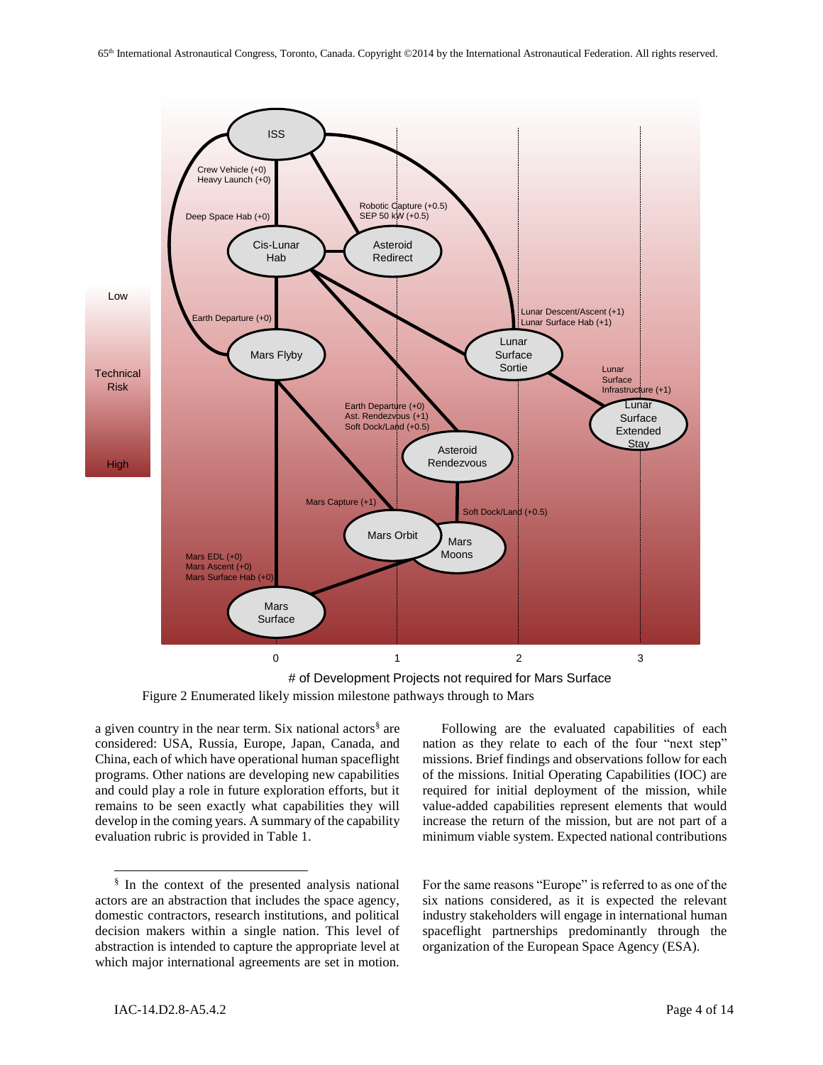Figure 2 Enumerated likely mission milestone pathways through to Mars

a given country in the near term. Six national actors[§] are considered: USA, Russia, Europe, Japan, Canada, and China, each of which have operational human spaceflight programs. Other nations are developing new capabilities and could play a role in future exploration efforts, but it remains to be seen exactly what capabilities they will develop in the coming years. A summary of the capability evaluation rubric is provided in Table 1.

Following are the evaluated capabilities of each nation as they relate to each of the four "next step" missions. Brief findings and observations follow for each of the missions. Initial Operating Capabilities (IOC) are required for initial deployment of the mission, while value-added capabilities represent elements that would increase the return of the mission, but are not part of a minimum viable system. Expected national contributions

[§] In the context of the presented analysis national actors are an abstraction that includes the space agency, domestic contractors, research institutions, and political decision makers within a single nation. This level of abstraction is intended to capture the appropriate level at which major international agreements are set in motion. For the same reasons "Europe" is referred to as one of the six nations considered, as it is expected the relevant industry stakeholders will engage in international human spaceflight partnerships predominantly through the organization of the European Space Agency (ESA).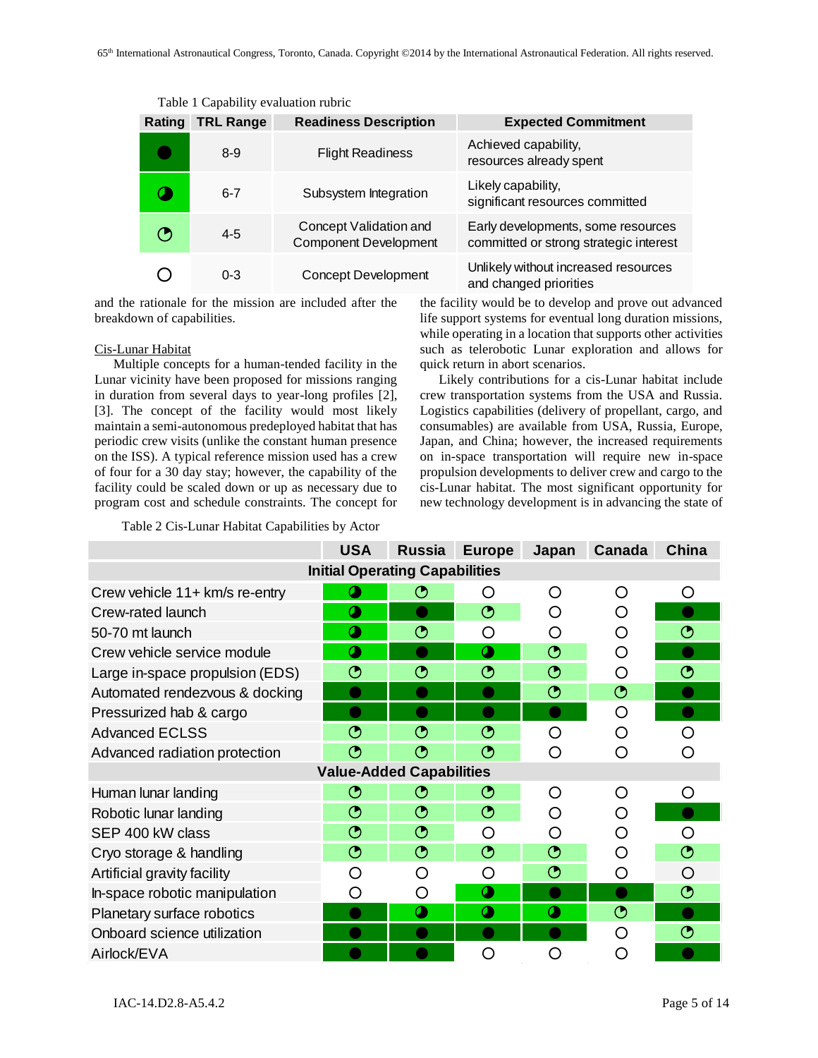Table 1 Capability evaluation rubric

| Rating | TRL Range | Readiness Description | Expected Commitment |
|---|---|---|---|
| ● | 8-9 | Flight Readiness | Achieved capability, resources already spent |
| ◕ | 6-7 | Subsystem Integration | Likely capability, significant resources committed |
| ◔ | 4-5 | Concept Validation and Component Development | Early developments, some resources committed or strong strategic interest |
| ○ | 0-3 | Concept Development | Unlikely without increased resources and changed priorities |

and the rationale for the mission are included after the breakdown of capabilities.

Cis-Lunar Habitat

Multiple concepts for a human-tended facility in the Lunar vicinity have been proposed for missions ranging in duration from several days to year-long profiles [2], [3]. The concept of the facility would most likely maintain a semi-autonomous predeployed habitat that has periodic crew visits (unlike the constant human presence on the ISS). A typical reference mission used has a crew of four for a 30 day stay; however, the capability of the facility could be scaled down or up as necessary due to program cost and schedule constraints. The concept for the facility would be to develop and prove out advanced life support systems for eventual long duration missions, while operating in a location that supports other activities such as telerobotic Lunar exploration and allows for quick return in abort scenarios.

Likely contributions for a cis-Lunar habitat include crew transportation systems from the USA and Russia. Logistics capabilities (delivery of propellant, cargo, and consumables) are available from USA, Russia, Europe, Japan, and China; however, the increased requirements on in-space transportation will require new in-space propulsion developments to deliver crew and cargo to the cis-Lunar habitat. The most significant opportunity for new technology development is in advancing the state of

Table 2 Cis-Lunar Habitat Capabilities by Actor

| | USA | Russia | Europe | Japan | Canada | China |
|---|---|---|---|---|---|---|
| **Initial Operating Capabilities** | | | | | | |
| Crew vehicle 11+ km/s re-entry | ◕ | ◔ | ○ | ○ | ○ | ○ |
| Crew-rated launch | ◕ | ● | ◔ | ○ | ○ | ● |
| 50-70 mt launch | ◕ | ◔ | ○ | ○ | ○ | ◔ |
| Crew vehicle service module | ◕ | ● | ◕ | ◔ | ○ | ● |
| Large in-space propulsion (EDS) | ◔ | ◔ | ◔ | ◔ | ○ | ◔ |
| Automated rendezvous & docking | ● | ● | ● | ◔ | ◔ | ● |
| Pressurized hab & cargo | ● | ● | ● | ● | ○ | ● |
| Advanced ECLSS | ◔ | ◔ | ◔ | ○ | ○ | ○ |
| Advanced radiation protection | ◔ | ◔ | ◔ | ○ | ○ | ○ |
| **Value-Added Capabilities** | | | | | | |
| Human lunar landing | ◔ | ◔ | ◔ | ○ | ○ | ○ |
| Robotic lunar landing | ◔ | ◔ | ◔ | ○ | ○ | ● |
| SEP 400 kW class | ◔ | ◔ | ○ | ○ | ○ | ○ |
| Cryo storage & handling | ◔ | ◔ | ◔ | ◔ | ○ | ◔ |
| Artificial gravity facility | ○ | ○ | ○ | ◔ | ○ | ○ |
| In-space robotic manipulation | ○ | ○ | ◕ | ● | ● | ◔ |
| Planetary surface robotics | ● | ◕ | ◕ | ◕ | ◔ | ● |
| Onboard science utilization | ● | ● | ● | ● | ○ | ◔ |
| Airlock/EVA | ● | ● | ○ | ○ | ○ | ● |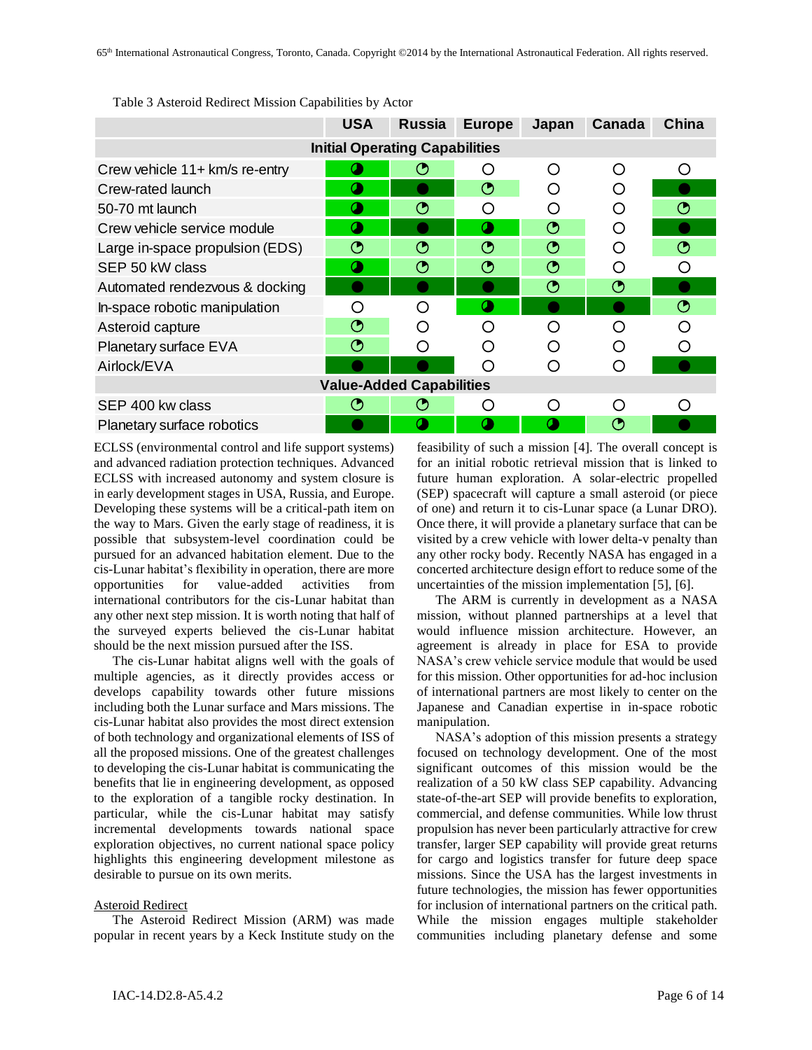Table 3 Asteroid Redirect Mission Capabilities by Actor

| | USA | Russia | Europe | Japan | Canada | China |
|---|---|---|---|---|---|---|
| **Initial Operating Capabilities** | | | | | | |
| Crew vehicle 11+ km/s re-entry | ◕ | ◔ | ○ | ○ | ○ | ○ |
| Crew-rated launch | ◕ | ● | ◔ | ○ | ○ | ● |
| 50-70 mt launch | ◕ | ◔ | ○ | ○ | ○ | ◔ |
| Crew vehicle service module | ◕ | ● | ◕ | ◔ | ○ | ● |
| Large in-space propulsion (EDS) | ◔ | ◔ | ◔ | ◔ | ○ | ◔ |
| SEP 50 kW class | ◕ | ◔ | ◔ | ◔ | ○ | ○ |
| Automated rendezvous & docking | ● | ● | ● | ◔ | ◔ | ● |
| In-space robotic manipulation | ○ | ○ | ◕ | ● | ● | ◔ |
| Asteroid capture | ◔ | ○ | ○ | ○ | ○ | ○ |
| Planetary surface EVA | ◔ | ○ | ○ | ○ | ○ | ○ |
| Airlock/EVA | ● | ● | ○ | ○ | ○ | ● |
| **Value-Added Capabilities** | | | | | | |
| SEP 400 kw class | ◔ | ◔ | ○ | ○ | ○ | ○ |
| Planetary surface robotics | ● | ◕ | ◕ | ◕ | ◔ | ● |

ECLSS (environmental control and life support systems) and advanced radiation protection techniques. Advanced ECLSS with increased autonomy and system closure is in early development stages in USA, Russia, and Europe. Developing these systems will be a critical-path item on the way to Mars. Given the early stage of readiness, it is possible that subsystem-level coordination could be pursued for an advanced habitation element. Due to the cis-Lunar habitat's flexibility in operation, there are more opportunities for value-added activities from international contributors for the cis-Lunar habitat than any other next step mission. It is worth noting that half of the surveyed experts believed the cis-Lunar habitat should be the next mission pursued after the ISS.

The cis-Lunar habitat aligns well with the goals of multiple agencies, as it directly provides access or develops capability towards other future missions including both the Lunar surface and Mars missions. The cis-Lunar habitat also provides the most direct extension of both technology and organizational elements of ISS of all the proposed missions. One of the greatest challenges to developing the cis-Lunar habitat is communicating the benefits that lie in engineering development, as opposed to the exploration of a tangible rocky destination. In particular, while the cis-Lunar habitat may satisfy incremental developments towards national space exploration objectives, no current national space policy highlights this engineering development milestone as desirable to pursue on its own merits.

Asteroid Redirect

The Asteroid Redirect Mission (ARM) was made popular in recent years by a Keck Institute study on the feasibility of such a mission [4]. The overall concept is for an initial robotic retrieval mission that is linked to future human exploration. A solar-electric propelled (SEP) spacecraft will capture a small asteroid (or piece of one) and return it to cis-Lunar space (a Lunar DRO). Once there, it will provide a planetary surface that can be visited by a crew vehicle with lower delta-v penalty than any other rocky body. Recently NASA has engaged in a concerted architecture design effort to reduce some of the uncertainties of the mission implementation [5], [6].

The ARM is currently in development as a NASA mission, without planned partnerships at a level that would influence mission architecture. However, an agreement is already in place for ESA to provide NASA's crew vehicle service module that would be used for this mission. Other opportunities for ad-hoc inclusion of international partners are most likely to center on the Japanese and Canadian expertise in in-space robotic manipulation.

NASA's adoption of this mission presents a strategy focused on technology development. One of the most significant outcomes of this mission would be the realization of a 50 kW class SEP capability. Advancing state-of-the-art SEP will provide benefits to exploration, commercial, and defense communities. While low thrust propulsion has never been particularly attractive for crew transfer, larger SEP capability will provide great returns for cargo and logistics transfer for future deep space missions. Since the USA has the largest investments in future technologies, the mission has fewer opportunities for inclusion of international partners on the critical path. While the mission engages multiple stakeholder communities including planetary defense and some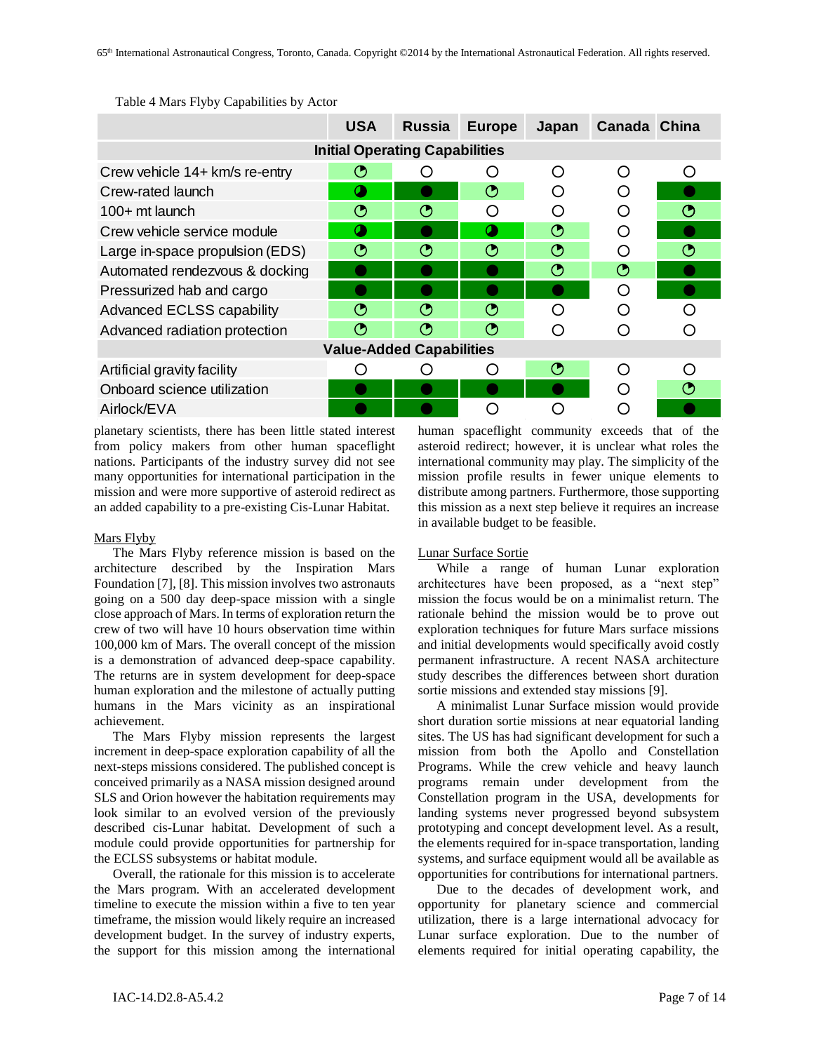Table 4 Mars Flyby Capabilities by Actor

| | USA | Russia | Europe | Japan | Canada | China |
|---|---|---|---|---|---|---|
| **Initial Operating Capabilities** | | | | | | |
| Crew vehicle 14+ km/s re-entry | ◔ | ○ | ○ | ○ | ○ | ○ |
| Crew-rated launch | ◑ | ● | ◔ | ○ | ○ | ● |
| 100+ mt launch | ◔ | ◔ | ○ | ○ | ○ | ◔ |
| Crew vehicle service module | ◑ | ● | ◑ | ◔ | ○ | ● |
| Large in-space propulsion (EDS) | ◔ | ◔ | ◔ | ◔ | ○ | ◔ |
| Automated rendezvous & docking | ● | ● | ● | ◔ | ◔ | ● |
| Pressurized hab and cargo | ● | ● | ● | ● | ○ | ● |
| Advanced ECLSS capability | ◔ | ◔ | ◔ | ○ | ○ | ○ |
| Advanced radiation protection | ◔ | ◔ | ◔ | ○ | ○ | ○ |
| **Value-Added Capabilities** | | | | | | |
| Artificial gravity facility | ○ | ○ | ○ | ◔ | ○ | ○ |
| Onboard science utilization | ● | ● | ● | ● | ○ | ◔ |
| Airlock/EVA | ● | ● | ○ | ○ | ○ | ● |

planetary scientists, there has been little stated interest from policy makers from other human spaceflight nations. Participants of the industry survey did not see many opportunities for international participation in the mission and were more supportive of asteroid redirect as an added capability to a pre-existing Cis-Lunar Habitat.

### Mars Flyby

The Mars Flyby reference mission is based on the architecture described by the Inspiration Mars Foundation [7], [8]. This mission involves two astronauts going on a 500 day deep-space mission with a single close approach of Mars. In terms of exploration return the crew of two will have 10 hours observation time within 100,000 km of Mars. The overall concept of the mission is a demonstration of advanced deep-space capability. The returns are in system development for deep-space human exploration and the milestone of actually putting humans in the Mars vicinity as an inspirational achievement.

The Mars Flyby mission represents the largest increment in deep-space exploration capability of all the next-steps missions considered. The published concept is conceived primarily as a NASA mission designed around SLS and Orion however the habitation requirements may look similar to an evolved version of the previously described cis-Lunar habitat. Development of such a module could provide opportunities for partnership for the ECLSS subsystems or habitat module.

Overall, the rationale for this mission is to accelerate the Mars program. With an accelerated development timeline to execute the mission within a five to ten year timeframe, the mission would likely require an increased development budget. In the survey of industry experts, the support for this mission among the international human spaceflight community exceeds that of the asteroid redirect; however, it is unclear what roles the international community may play. The simplicity of the mission profile results in fewer unique elements to distribute among partners. Furthermore, those supporting this mission as a next step believe it requires an increase in available budget to be feasible.

### Lunar Surface Sortie

While a range of human Lunar exploration architectures have been proposed, as a "next step" mission the focus would be on a minimalist return. The rationale behind the mission would be to prove out exploration techniques for future Mars surface missions and initial developments would specifically avoid costly permanent infrastructure. A recent NASA architecture study describes the differences between short duration sortie missions and extended stay missions [9].

A minimalist Lunar Surface mission would provide short duration sortie missions at near equatorial landing sites. The US has had significant development for such a mission from both the Apollo and Constellation Programs. While the crew vehicle and heavy launch programs remain under development from the Constellation program in the USA, developments for landing systems never progressed beyond subsystem prototyping and concept development level. As a result, the elements required for in-space transportation, landing systems, and surface equipment would all be available as opportunities for contributions for international partners.

Due to the decades of development work, and opportunity for planetary science and commercial utilization, there is a large international advocacy for Lunar surface exploration. Due to the number of elements required for initial operating capability, the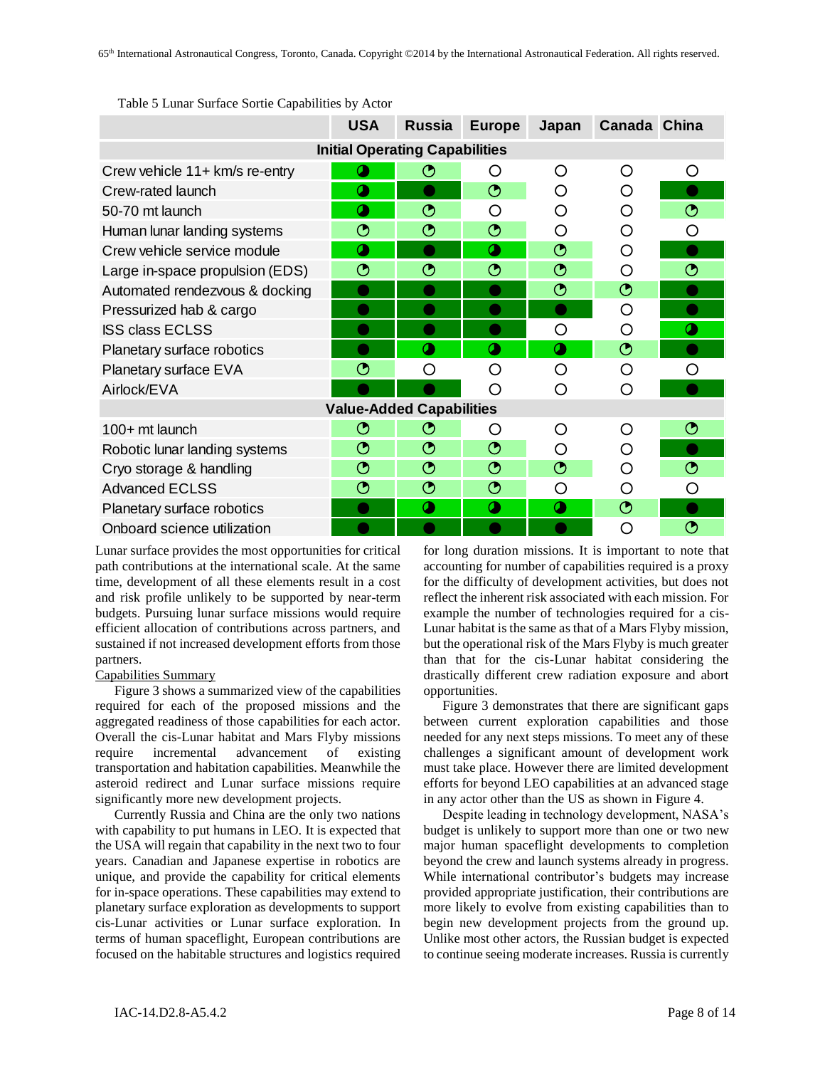Table 5 Lunar Surface Sortie Capabilities by Actor

| | USA | Russia | Europe | Japan | Canada | China |
|---|---|---|---|---|---|---|
| **Initial Operating Capabilities** | | | | | | |
| Crew vehicle 11+ km/s re-entry | ◕ | ◔ | ○ | ○ | ○ | ○ |
| Crew-rated launch | ◕ | ● | ◔ | ○ | ○ | ● |
| 50-70 mt launch | ◕ | ◔ | ○ | ○ | ○ | ◔ |
| Human lunar landing systems | ◔ | ◔ | ◔ | ○ | ○ | ○ |
| Crew vehicle service module | ◕ | ● | ◕ | ◔ | ○ | ● |
| Large in-space propulsion (EDS) | ◔ | ◔ | ◔ | ◔ | ○ | ◔ |
| Automated rendezvous & docking | ● | ● | ● | ◔ | ◔ | ● |
| Pressurized hab & cargo | ● | ● | ● | ● | ○ | ● |
| ISS class ECLSS | ● | ● | ● | ○ | ○ | ◕ |
| Planetary surface robotics | ● | ◕ | ◕ | ◕ | ◔ | ● |
| Planetary surface EVA | ◔ | ○ | ○ | ○ | ○ | ○ |
| Airlock/EVA | ● | ● | ○ | ○ | ○ | ● |
| **Value-Added Capabilities** | | | | | | |
| 100+ mt launch | ◔ | ◔ | ○ | ○ | ○ | ◔ |
| Robotic lunar landing systems | ◔ | ◔ | ◔ | ○ | ○ | ● |
| Cryo storage & handling | ◔ | ◔ | ◔ | ◔ | ○ | ◔ |
| Advanced ECLSS | ◔ | ◔ | ◔ | ○ | ○ | ○ |
| Planetary surface robotics | ● | ◕ | ◕ | ◕ | ◔ | ● |
| Onboard science utilization | ● | ● | ● | ● | ○ | ◔ |

Lunar surface provides the most opportunities for critical path contributions at the international scale. At the same time, development of all these elements result in a cost and risk profile unlikely to be supported by near-term budgets. Pursuing lunar surface missions would require efficient allocation of contributions across partners, and sustained if not increased development efforts from those partners.

Capabilities Summary

Figure 3 shows a summarized view of the capabilities required for each of the proposed missions and the aggregated readiness of those capabilities for each actor. Overall the cis-Lunar habitat and Mars Flyby missions require incremental advancement of existing transportation and habitation capabilities. Meanwhile the asteroid redirect and Lunar surface missions require significantly more new development projects.

Currently Russia and China are the only two nations with capability to put humans in LEO. It is expected that the USA will regain that capability in the next two to four years. Canadian and Japanese expertise in robotics are unique, and provide the capability for critical elements for in-space operations. These capabilities may extend to planetary surface exploration as developments to support cis-Lunar activities or Lunar surface exploration. In terms of human spaceflight, European contributions are focused on the habitable structures and logistics required for long duration missions. It is important to note that accounting for number of capabilities required is a proxy for the difficulty of development activities, but does not reflect the inherent risk associated with each mission. For example the number of technologies required for a cis-Lunar habitat is the same as that of a Mars Flyby mission, but the operational risk of the Mars Flyby is much greater than that for the cis-Lunar habitat considering the drastically different crew radiation exposure and abort opportunities.

Figure 3 demonstrates that there are significant gaps between current exploration capabilities and those needed for any next steps missions. To meet any of these challenges a significant amount of development work must take place. However there are limited development efforts for beyond LEO capabilities at an advanced stage in any actor other than the US as shown in Figure 4.

Despite leading in technology development, NASA's budget is unlikely to support more than one or two new major human spaceflight developments to completion beyond the crew and launch systems already in progress. While international contributor's budgets may increase provided appropriate justification, their contributions are more likely to evolve from existing capabilities than to begin new development projects from the ground up. Unlike most other actors, the Russian budget is expected to continue seeing moderate increases. Russia is currently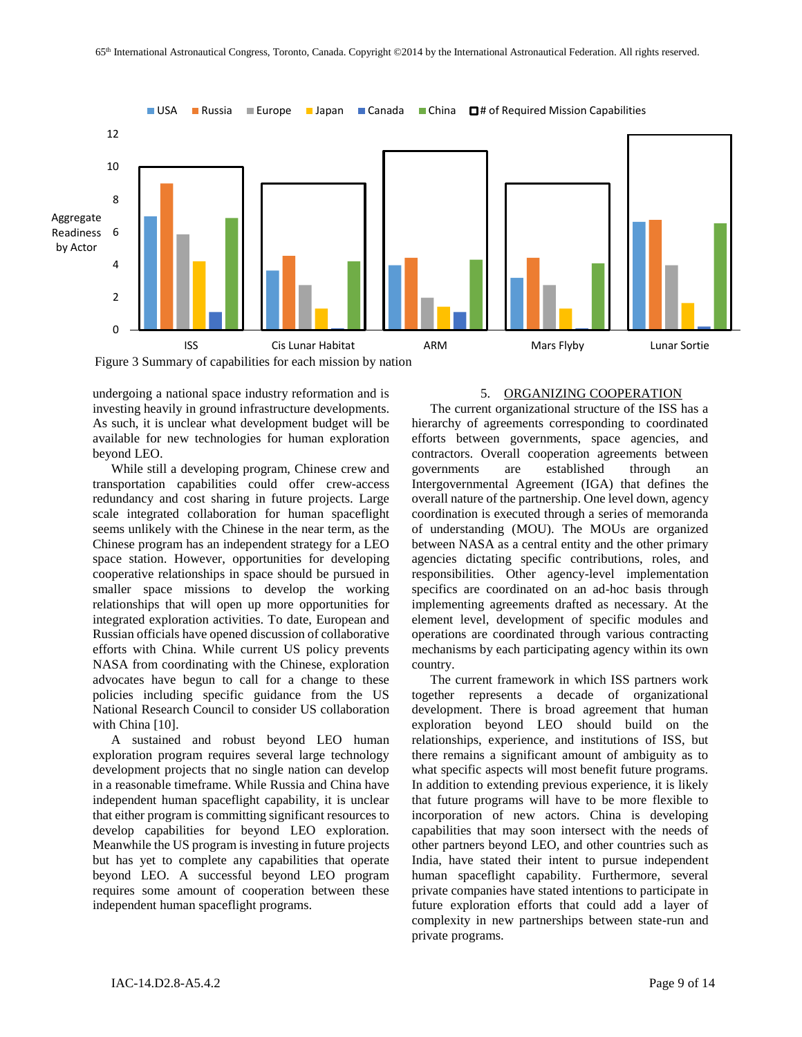Figure 3 Summary of capabilities for each mission by nation

undergoing a national space industry reformation and is investing heavily in ground infrastructure developments. As such, it is unclear what development budget will be available for new technologies for human exploration beyond LEO.

While still a developing program, Chinese crew and transportation capabilities could offer crew-access redundancy and cost sharing in future projects. Large scale integrated collaboration for human spaceflight seems unlikely with the Chinese in the near term, as the Chinese program has an independent strategy for a LEO space station. However, opportunities for developing cooperative relationships in space should be pursued in smaller space missions to develop the working relationships that will open up more opportunities for integrated exploration activities. To date, European and Russian officials have opened discussion of collaborative efforts with China. While current US policy prevents NASA from coordinating with the Chinese, exploration advocates have begun to call for a change to these policies including specific guidance from the US National Research Council to consider US collaboration with China [10].

A sustained and robust beyond LEO human exploration program requires several large technology development projects that no single nation can develop in a reasonable timeframe. While Russia and China have independent human spaceflight capability, it is unclear that either program is committing significant resources to develop capabilities for beyond LEO exploration. Meanwhile the US program is investing in future projects but has yet to complete any capabilities that operate beyond LEO. A successful beyond LEO program requires some amount of cooperation between these independent human spaceflight programs.

## 5. ORGANIZING COOPERATION

The current organizational structure of the ISS has a hierarchy of agreements corresponding to coordinated efforts between governments, space agencies, and contractors. Overall cooperation agreements between governments are established through an Intergovernmental Agreement (IGA) that defines the overall nature of the partnership. One level down, agency coordination is executed through a series of memoranda of understanding (MOU). The MOUs are organized between NASA as a central entity and the other primary agencies dictating specific contributions, roles, and responsibilities. Other agency-level implementation specifics are coordinated on an ad-hoc basis through implementing agreements drafted as necessary. At the element level, development of specific modules and operations are coordinated through various contracting mechanisms by each participating agency within its own country.

The current framework in which ISS partners work together represents a decade of organizational development. There is broad agreement that human exploration beyond LEO should build on the relationships, experience, and institutions of ISS, but there remains a significant amount of ambiguity as to what specific aspects will most benefit future programs. In addition to extending previous experience, it is likely that future programs will have to be more flexible to incorporation of new actors. China is developing capabilities that may soon intersect with the needs of other partners beyond LEO, and other countries such as India, have stated their intent to pursue independent human spaceflight capability. Furthermore, several private companies have stated intentions to participate in future exploration efforts that could add a layer of complexity in new partnerships between state-run and private programs.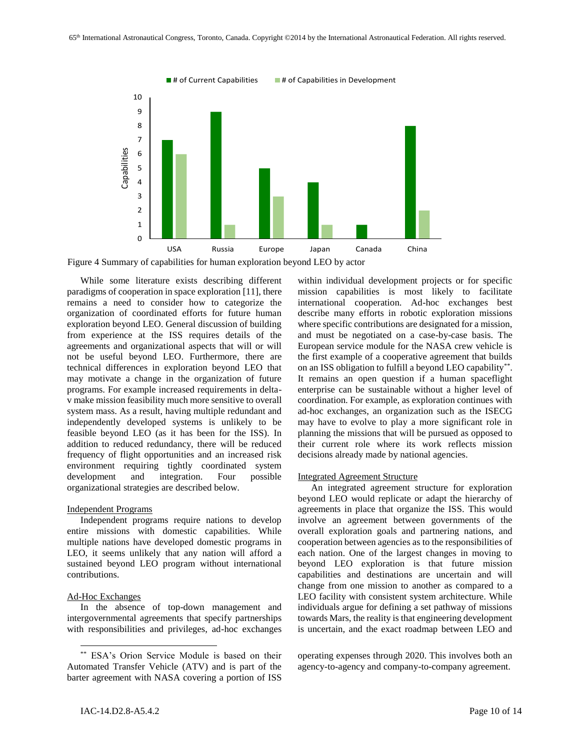Figure 4 Summary of capabilities for human exploration beyond LEO by actor

While some literature exists describing different paradigms of cooperation in space exploration [11], there remains a need to consider how to categorize the organization of coordinated efforts for future human exploration beyond LEO. General discussion of building from experience at the ISS requires details of the agreements and organizational aspects that will or will not be useful beyond LEO. Furthermore, there are technical differences in exploration beyond LEO that may motivate a change in the organization of future programs. For example increased requirements in delta-v make mission feasibility much more sensitive to overall system mass. As a result, having multiple redundant and independently developed systems is unlikely to be feasible beyond LEO (as it has been for the ISS). In addition to reduced redundancy, there will be reduced frequency of flight opportunities and an increased risk environment requiring tightly coordinated system development and integration. Four possible organizational strategies are described below.

### Independent Programs

Independent programs require nations to develop entire missions with domestic capabilities. While multiple nations have developed domestic programs in LEO, it seems unlikely that any nation will afford a sustained beyond LEO program without international contributions.

### Ad-Hoc Exchanges

In the absence of top-down management and intergovernmental agreements that specify partnerships with responsibilities and privileges, ad-hoc exchanges within individual development projects or for specific mission capabilities is most likely to facilitate international cooperation. Ad-hoc exchanges best describe many efforts in robotic exploration missions where specific contributions are designated for a mission, and must be negotiated on a case-by-case basis. The European service module for the NASA crew vehicle is the first example of a cooperative agreement that builds on an ISS obligation to fulfill a beyond LEO capability[**]. It remains an open question if a human spaceflight enterprise can be sustainable without a higher level of coordination. For example, as exploration continues with ad-hoc exchanges, an organization such as the ISECG may have to evolve to play a more significant role in planning the missions that will be pursued as opposed to their current role where its work reflects mission decisions already made by national agencies.

### Integrated Agreement Structure

An integrated agreement structure for exploration beyond LEO would replicate or adapt the hierarchy of agreements in place that organize the ISS. This would involve an agreement between governments of the overall exploration goals and partnering nations, and cooperation between agencies as to the responsibilities of each nation. One of the largest changes in moving to beyond LEO exploration is that future mission capabilities and destinations are uncertain and will change from one mission to another as compared to a LEO facility with consistent system architecture. While individuals argue for defining a set pathway of missions towards Mars, the reality is that engineering development is uncertain, and the exact roadmap between LEO and

[**] ESA's Orion Service Module is based on their Automated Transfer Vehicle (ATV) and is part of the barter agreement with NASA covering a portion of ISS operating expenses through 2020. This involves both an agency-to-agency and company-to-company agreement.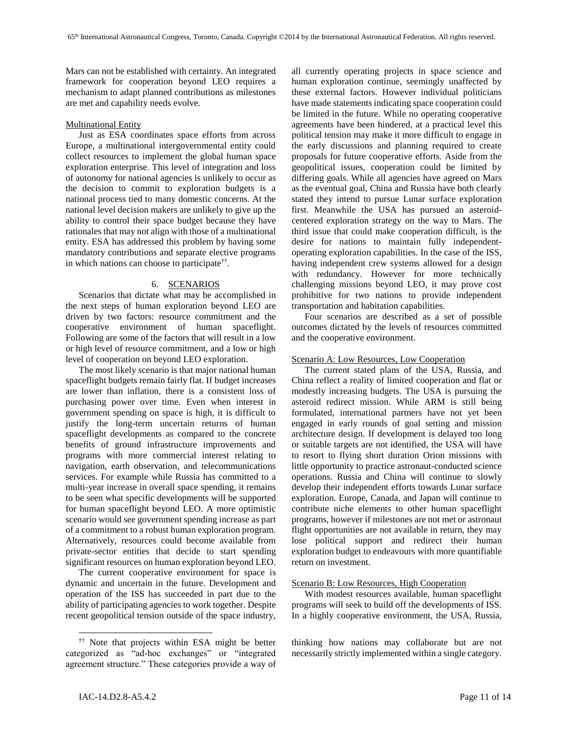Mars can not be established with certainty. An integrated framework for cooperation beyond LEO requires a mechanism to adapt planned contributions as milestones are met and capability needs evolve.

### Multinational Entity

Just as ESA coordinates space efforts from across Europe, a multinational intergovernmental entity could collect resources to implement the global human space exploration enterprise. This level of integration and loss of autonomy for national agencies is unlikely to occur as the decision to commit to exploration budgets is a national process tied to many domestic concerns. At the national level decision makers are unlikely to give up the ability to control their space budget because they have rationales that may not align with those of a multinational entity. ESA has addressed this problem by having some mandatory contributions and separate elective programs in which nations can choose to participate[††].

## 6. SCENARIOS

Scenarios that dictate what may be accomplished in the next steps of human exploration beyond LEO are driven by two factors: resource commitment and the cooperative environment of human spaceflight. Following are some of the factors that will result in a low or high level of resource commitment, and a low or high level of cooperation on beyond LEO exploration.

The most likely scenario is that major national human spaceflight budgets remain fairly flat. If budget increases are lower than inflation, there is a consistent loss of purchasing power over time. Even when interest in government spending on space is high, it is difficult to justify the long-term uncertain returns of human spaceflight developments as compared to the concrete benefits of ground infrastructure improvements and programs with more commercial interest relating to navigation, earth observation, and telecommunications services. For example while Russia has committed to a multi-year increase in overall space spending, it remains to be seen what specific developments will be supported for human spaceflight beyond LEO. A more optimistic scenario would see government spending increase as part of a commitment to a robust human exploration program. Alternatively, resources could become available from private-sector entities that decide to start spending significant resources on human exploration beyond LEO.

The current cooperative environment for space is dynamic and uncertain in the future. Development and operation of the ISS has succeeded in part due to the ability of participating agencies to work together. Despite recent geopolitical tension outside of the space industry, all currently operating projects in space science and human exploration continue, seemingly unaffected by these external factors. However individual politicians have made statements indicating space cooperation could be limited in the future. While no operating cooperative agreements have been hindered, at a practical level this political tension may make it more difficult to engage in the early discussions and planning required to create proposals for future cooperative efforts. Aside from the geopolitical issues, cooperation could be limited by differing goals. While all agencies have agreed on Mars as the eventual goal, China and Russia have both clearly stated they intend to pursue Lunar surface exploration first. Meanwhile the USA has pursued an asteroid-centered exploration strategy on the way to Mars. The third issue that could make cooperation difficult, is the desire for nations to maintain fully independent-operating exploration capabilities. In the case of the ISS, having independent crew systems allowed for a design with redundancy. However for more technically challenging missions beyond LEO, it may prove cost prohibitive for two nations to provide independent transportation and habitation capabilities.

Four scenarios are described as a set of possible outcomes dictated by the levels of resources committed and the cooperative environment.

### Scenario A: Low Resources, Low Cooperation

The current stated plans of the USA, Russia, and China reflect a reality of limited cooperation and flat or modestly increasing budgets. The USA is pursuing the asteroid redirect mission. While ARM is still being formulated, international partners have not yet been engaged in early rounds of goal setting and mission architecture design. If development is delayed too long or suitable targets are not identified, the USA will have to resort to flying short duration Orion missions with little opportunity to practice astronaut-conducted science operations. Russia and China will continue to slowly develop their independent efforts towards Lunar surface exploration. Europe, Canada, and Japan will continue to contribute niche elements to other human spaceflight programs, however if milestones are not met or astronaut flight opportunities are not available in return, they may lose political support and redirect their human exploration budget to endeavours with more quantifiable return on investment.

### Scenario B: Low Resources, High Cooperation

With modest resources available, human spaceflight programs will seek to build off the developments of ISS. In a highly cooperative environment, the USA, Russia,

---

[††] Note that projects within ESA might be better categorized as "ad-hoc exchanges" or "integrated agreement structure." These categories provide a way of thinking how nations may collaborate but are not necessarily strictly implemented within a single category.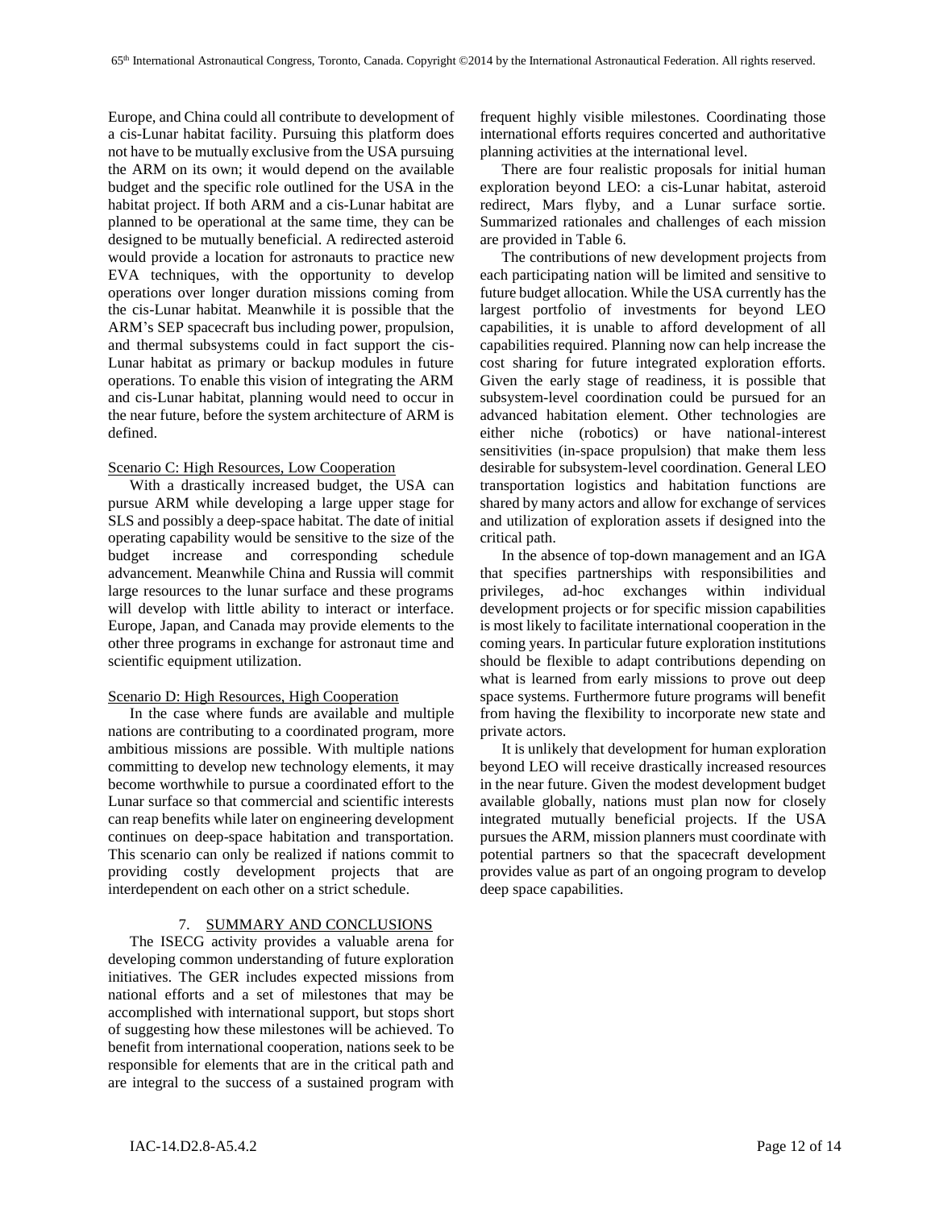Europe, and China could all contribute to development of a cis-Lunar habitat facility. Pursuing this platform does not have to be mutually exclusive from the USA pursuing the ARM on its own; it would depend on the available budget and the specific role outlined for the USA in the habitat project. If both ARM and a cis-Lunar habitat are planned to be operational at the same time, they can be designed to be mutually beneficial. A redirected asteroid would provide a location for astronauts to practice new EVA techniques, with the opportunity to develop operations over longer duration missions coming from the cis-Lunar habitat. Meanwhile it is possible that the ARM's SEP spacecraft bus including power, propulsion, and thermal subsystems could in fact support the cis-Lunar habitat as primary or backup modules in future operations. To enable this vision of integrating the ARM and cis-Lunar habitat, planning would need to occur in the near future, before the system architecture of ARM is defined.

Scenario C: High Resources, Low Cooperation

With a drastically increased budget, the USA can pursue ARM while developing a large upper stage for SLS and possibly a deep-space habitat. The date of initial operating capability would be sensitive to the size of the budget increase and corresponding schedule advancement. Meanwhile China and Russia will commit large resources to the lunar surface and these programs will develop with little ability to interact or interface. Europe, Japan, and Canada may provide elements to the other three programs in exchange for astronaut time and scientific equipment utilization.

Scenario D: High Resources, High Cooperation

In the case where funds are available and multiple nations are contributing to a coordinated program, more ambitious missions are possible. With multiple nations committing to develop new technology elements, it may become worthwhile to pursue a coordinated effort to the Lunar surface so that commercial and scientific interests can reap benefits while later on engineering development continues on deep-space habitation and transportation. This scenario can only be realized if nations commit to providing costly development projects that are interdependent on each other on a strict schedule.

## 7. SUMMARY AND CONCLUSIONS

The ISECG activity provides a valuable arena for developing common understanding of future exploration initiatives. The GER includes expected missions from national efforts and a set of milestones that may be accomplished with international support, but stops short of suggesting how these milestones will be achieved. To benefit from international cooperation, nations seek to be responsible for elements that are in the critical path and are integral to the success of a sustained program with frequent highly visible milestones. Coordinating those international efforts requires concerted and authoritative planning activities at the international level.

There are four realistic proposals for initial human exploration beyond LEO: a cis-Lunar habitat, asteroid redirect, Mars flyby, and a Lunar surface sortie. Summarized rationales and challenges of each mission are provided in Table 6.

The contributions of new development projects from each participating nation will be limited and sensitive to future budget allocation. While the USA currently has the largest portfolio of investments for beyond LEO capabilities, it is unable to afford development of all capabilities required. Planning now can help increase the cost sharing for future integrated exploration efforts. Given the early stage of readiness, it is possible that subsystem-level coordination could be pursued for an advanced habitation element. Other technologies are either niche (robotics) or have national-interest sensitivities (in-space propulsion) that make them less desirable for subsystem-level coordination. General LEO transportation logistics and habitation functions are shared by many actors and allow for exchange of services and utilization of exploration assets if designed into the critical path.

In the absence of top-down management and an IGA that specifies partnerships with responsibilities and privileges, ad-hoc exchanges within individual development projects or for specific mission capabilities is most likely to facilitate international cooperation in the coming years. In particular future exploration institutions should be flexible to adapt contributions depending on what is learned from early missions to prove out deep space systems. Furthermore future programs will benefit from having the flexibility to incorporate new state and private actors.

It is unlikely that development for human exploration beyond LEO will receive drastically increased resources in the near future. Given the modest development budget available globally, nations must plan now for closely integrated mutually beneficial projects. If the USA pursues the ARM, mission planners must coordinate with potential partners so that the spacecraft development provides value as part of an ongoing program to develop deep space capabilities.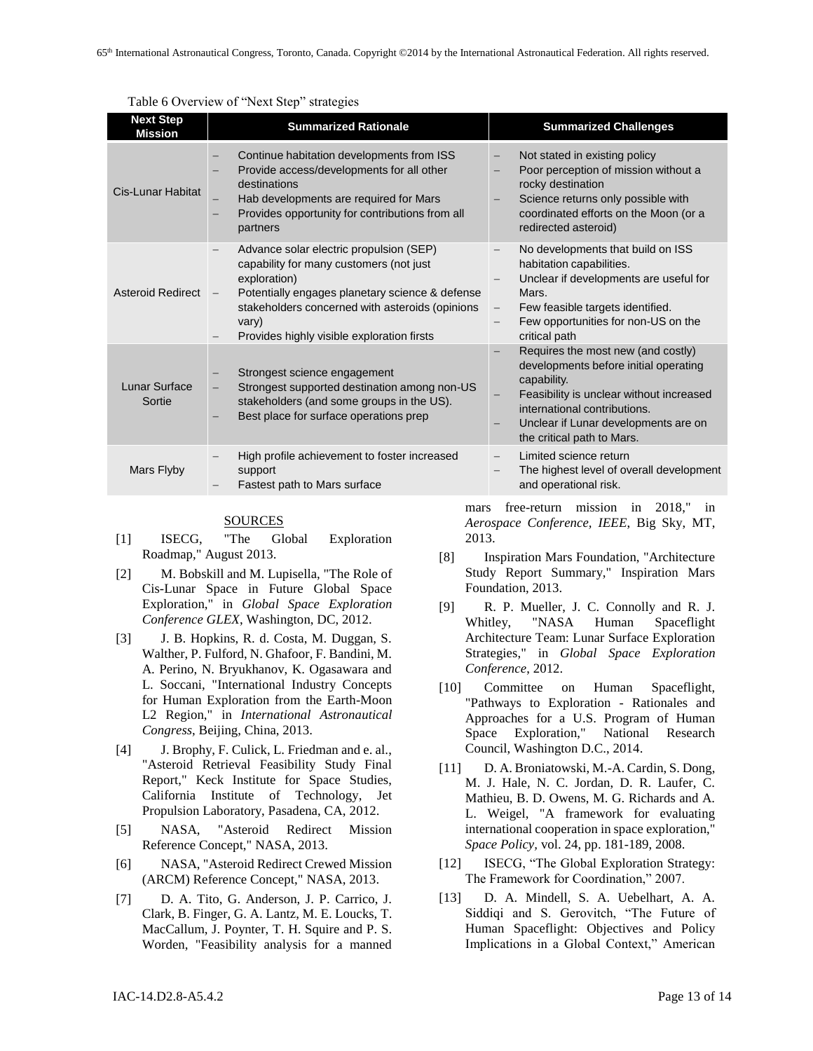Table 6 Overview of “Next Step” strategies

| Next Step Mission | Summarized Rationale | Summarized Challenges |
|---|---|---|
| Cis-Lunar Habitat | – Continue habitation developments from ISS<br>– Provide access/developments for all other destinations<br>– Hab developments are required for Mars<br>– Provides opportunity for contributions from all partners | – Not stated in existing policy<br>– Poor perception of mission without a rocky destination<br>– Science returns only possible with coordinated efforts on the Moon (or a redirected asteroid) |
| Asteroid Redirect | – Advance solar electric propulsion (SEP) capability for many customers (not just exploration)<br>– Potentially engages planetary science & defense stakeholders concerned with asteroids (opinions vary)<br>– Provides highly visible exploration firsts | – No developments that build on ISS habitation capabilities.<br>– Unclear if developments are useful for Mars.<br>– Few feasible targets identified.<br>– Few opportunities for non-US on the critical path |
| Lunar Surface Sortie | – Strongest science engagement<br>– Strongest supported destination among non-US stakeholders (and some groups in the US).<br>– Best place for surface operations prep | – Requires the most new (and costly) developments before initial operating capability.<br>– Feasibility is unclear without increased international contributions.<br>– Unclear if Lunar developments are on the critical path to Mars. |
| Mars Flyby | – High profile achievement to foster increased support<br>– Fastest path to Mars surface | – Limited science return<br>– The highest level of overall development and operational risk. |

SOURCES

[1] ISECG, "The Global Exploration Roadmap," August 2013.

[2] M. Bobskill and M. Lupisella, "The Role of Cis-Lunar Space in Future Global Space Exploration," in *Global Space Exploration Conference GLEX*, Washington, DC, 2012.

[3] J. B. Hopkins, R. d. Costa, M. Duggan, S. Walther, P. Fulford, N. Ghafoor, F. Bandini, M. A. Perino, N. Bryukhanov, K. Ogasawara and L. Soccani, "International Industry Concepts for Human Exploration from the Earth-Moon L2 Region," in *International Astronautical Congress*, Beijing, China, 2013.

[4] J. Brophy, F. Culick, L. Friedman and e. al., "Asteroid Retrieval Feasibility Study Final Report," Keck Institute for Space Studies, California Institute of Technology, Jet Propulsion Laboratory, Pasadena, CA, 2012.

[5] NASA, "Asteroid Redirect Mission Reference Concept," NASA, 2013.

[6] NASA, "Asteroid Redirect Crewed Mission (ARCM) Reference Concept," NASA, 2013.

[7] D. A. Tito, G. Anderson, J. P. Carrico, J. Clark, B. Finger, G. A. Lantz, M. E. Loucks, T. MacCallum, J. Poynter, T. H. Squire and P. S. Worden, "Feasibility analysis for a manned mars free-return mission in 2018," in *Aerospace Conference, IEEE,* Big Sky, MT, 2013.

[8] Inspiration Mars Foundation, "Architecture Study Report Summary," Inspiration Mars Foundation, 2013.

[9] R. P. Mueller, J. C. Connolly and R. J. Whitley, "NASA Human Spaceflight Architecture Team: Lunar Surface Exploration Strategies," in *Global Space Exploration Conference*, 2012.

[10] Committee on Human Spaceflight, "Pathways to Exploration - Rationales and Approaches for a U.S. Program of Human Space Exploration," National Research Council, Washington D.C., 2014.

[11] D. A. Broniatowski, M.-A. Cardin, S. Dong, M. J. Hale, N. C. Jordan, D. R. Laufer, C. Mathieu, B. D. Owens, M. G. Richards and A. L. Weigel, "A framework for evaluating international cooperation in space exploration," *Space Policy,* vol. 24, pp. 181-189, 2008.

[12] ISECG, “The Global Exploration Strategy: The Framework for Coordination,” 2007.

[13] D. A. Mindell, S. A. Uebelhart, A. A. Siddiqi and S. Gerovitch, “The Future of Human Spaceflight: Objectives and Policy Implications in a Global Context,” American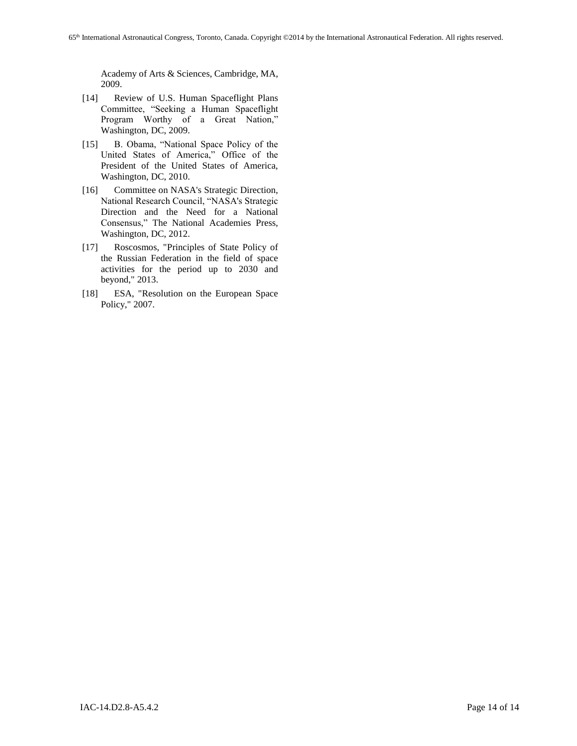Academy of Arts & Sciences, Cambridge, MA, 2009.

[14] Review of U.S. Human Spaceflight Plans Committee, "Seeking a Human Spaceflight Program Worthy of a Great Nation," Washington, DC, 2009.

[15] B. Obama, "National Space Policy of the United States of America," Office of the President of the United States of America, Washington, DC, 2010.

[16] Committee on NASA's Strategic Direction, National Research Council, "NASA's Strategic Direction and the Need for a National Consensus," The National Academies Press, Washington, DC, 2012.

[17] Roscosmos, "Principles of State Policy of the Russian Federation in the field of space activities for the period up to 2030 and beyond," 2013.

[18] ESA, "Resolution on the European Space Policy," 2007.